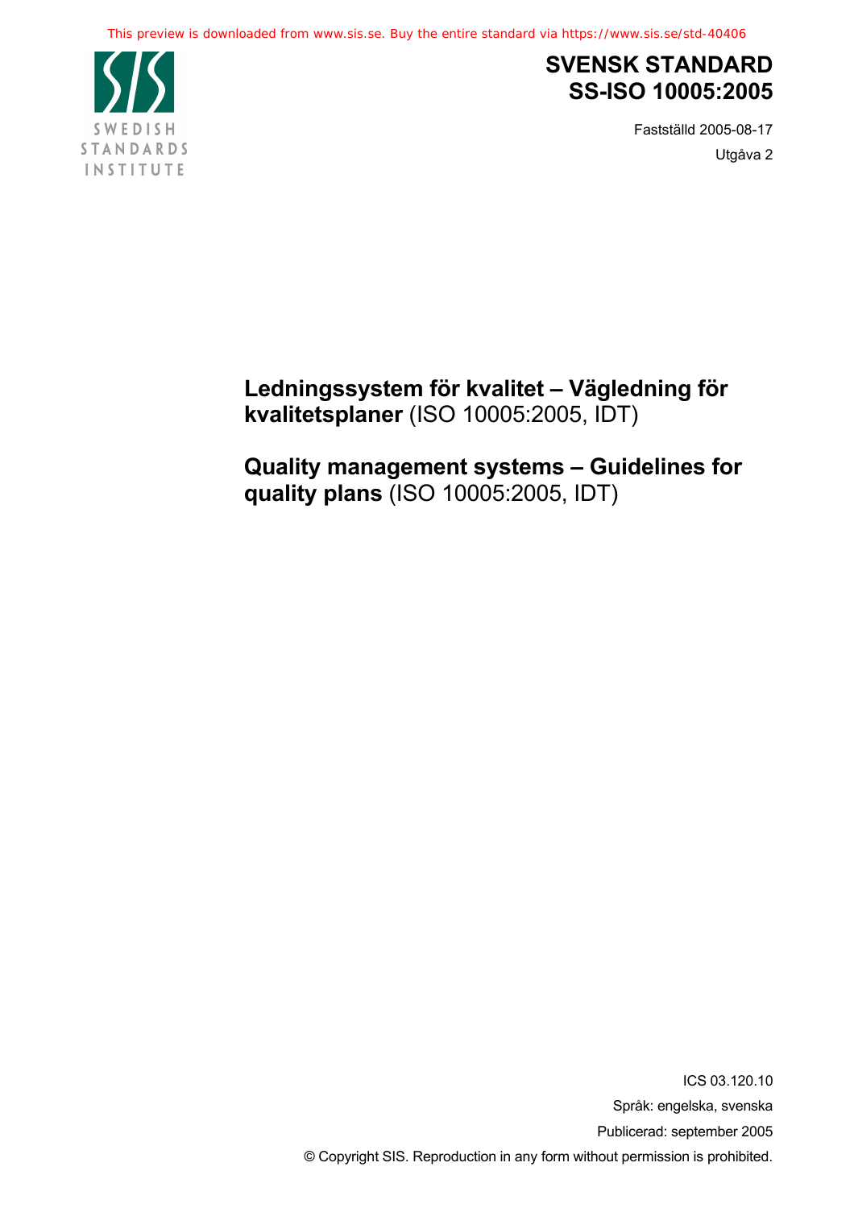# SVENSK STANDARD
# SS-ISO 10005:2005

Fastställd 2005-08-17

Utgåva 2

## Ledningssystem för kvalitet – Vägledning för kvalitetsplaner (ISO 10005:2005, IDT)

## Quality management systems – Guidelines for quality plans (ISO 10005:2005, IDT)

ICS 03.120.10

Språk: engelska, svenska

Publicerad: september 2005

© Copyright SIS. Reproduction in any form without permission is prohibited.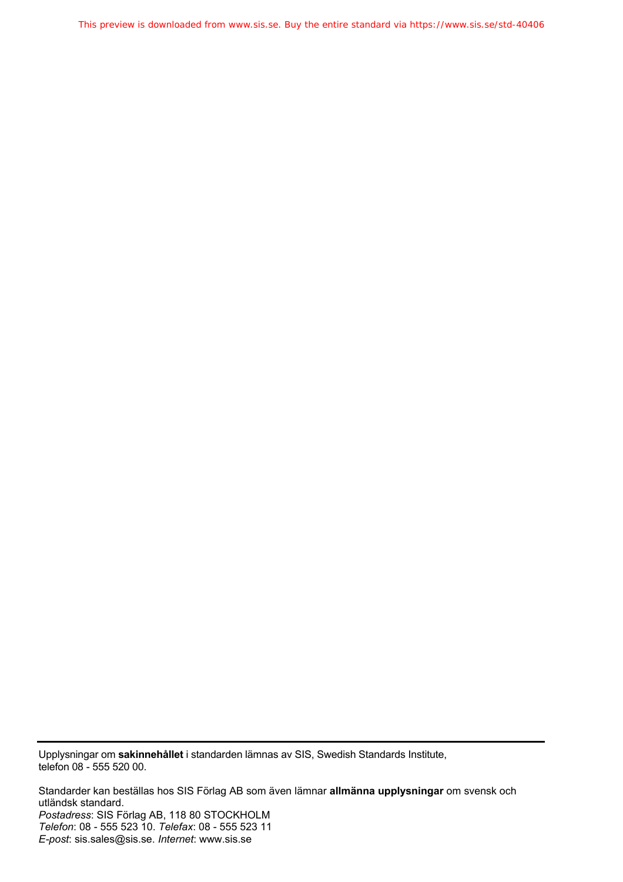Upplysningar om **sakinnehållet** i standarden lämnas av SIS, Swedish Standards Institute, telefon 08 - 555 520 00.

Standarder kan beställas hos SIS Förlag AB som även lämnar **allmänna upplysningar** om svensk och utländsk standard.
*Postadress*: SIS Förlag AB, 118 80 STOCKHOLM
*Telefon*: 08 - 555 523 10. *Telefax*: 08 - 555 523 11
*E-post*: sis.sales@sis.se. *Internet*: www.sis.se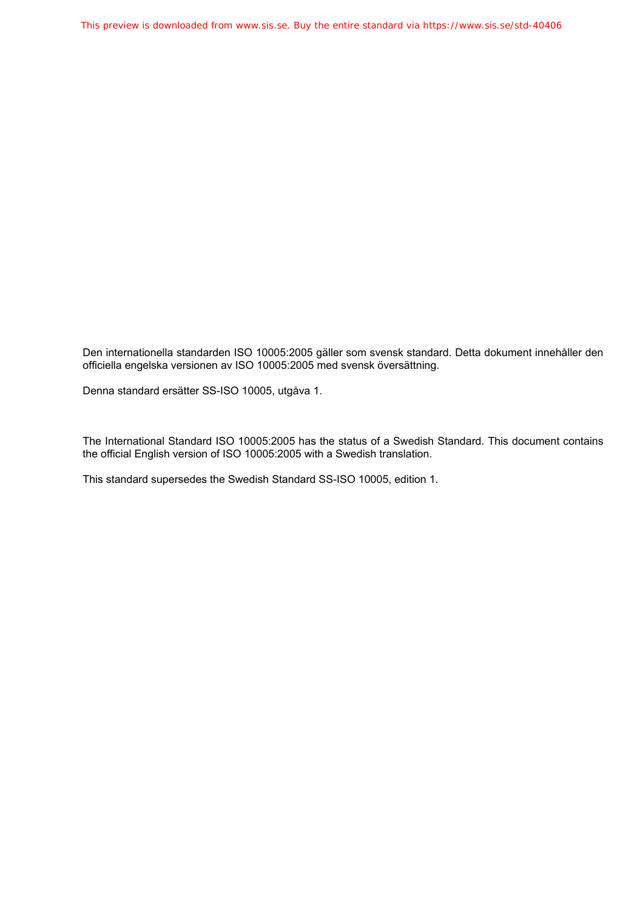Den internationella standarden ISO 10005:2005 gäller som svensk standard. Detta dokument innehåller den officiella engelska versionen av ISO 10005:2005 med svensk översättning.

Denna standard ersätter SS-ISO 10005, utgåva 1.

The International Standard ISO 10005:2005 has the status of a Swedish Standard. This document contains the official English version of ISO 10005:2005 with a Swedish translation.

This standard supersedes the Swedish Standard SS-ISO 10005, edition 1.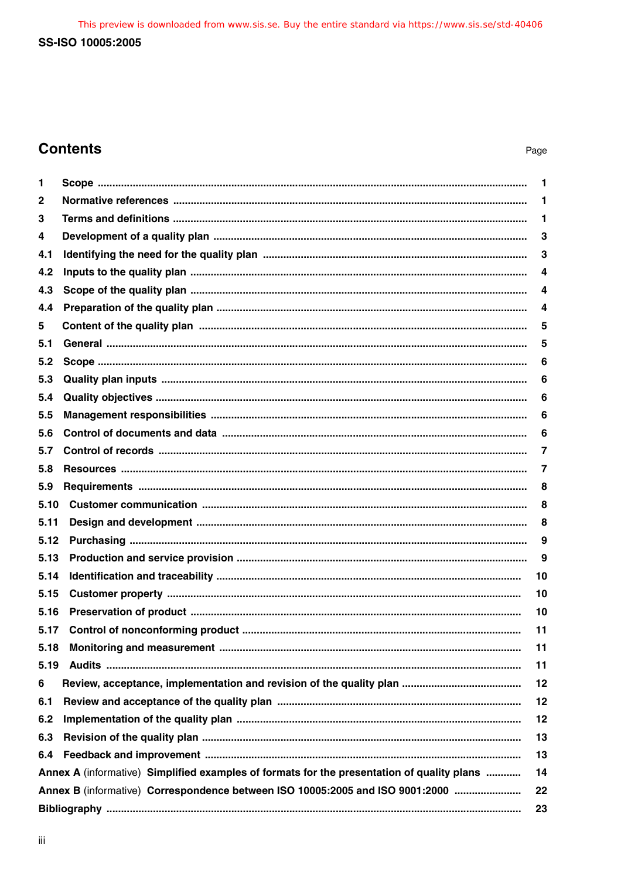## Contents

| | | Page |
|---|---|---|
| 1 | Scope | 1 |
| 2 | Normative references | 1 |
| 3 | Terms and definitions | 1 |
| 4 | Development of a quality plan | 3 |
| 4.1 | Identifying the need for the quality plan | 3 |
| 4.2 | Inputs to the quality plan | 4 |
| 4.3 | Scope of the quality plan | 4 |
| 4.4 | Preparation of the quality plan | 4 |
| 5 | Content of the quality plan | 5 |
| 5.1 | General | 5 |
| 5.2 | Scope | 6 |
| 5.3 | Quality plan inputs | 6 |
| 5.4 | Quality objectives | 6 |
| 5.5 | Management responsibilities | 6 |
| 5.6 | Control of documents and data | 6 |
| 5.7 | Control of records | 7 |
| 5.8 | Resources | 7 |
| 5.9 | Requirements | 8 |
| 5.10 | Customer communication | 8 |
| 5.11 | Design and development | 8 |
| 5.12 | Purchasing | 9 |
| 5.13 | Production and service provision | 9 |
| 5.14 | Identification and traceability | 10 |
| 5.15 | Customer property | 10 |
| 5.16 | Preservation of product | 10 |
| 5.17 | Control of nonconforming product | 11 |
| 5.18 | Monitoring and measurement | 11 |
| 5.19 | Audits | 11 |
| 6 | Review, acceptance, implementation and revision of the quality plan | 12 |
| 6.1 | Review and acceptance of the quality plan | 12 |
| 6.2 | Implementation of the quality plan | 12 |
| 6.3 | Revision of the quality plan | 13 |
| 6.4 | Feedback and improvement | 13 |
| Annex A (informative) | Simplified examples of formats for the presentation of quality plans | 14 |
| Annex B (informative) | Correspondence between ISO 10005:2005 and ISO 9001:2000 | 22 |
| Bibliography | | 23 |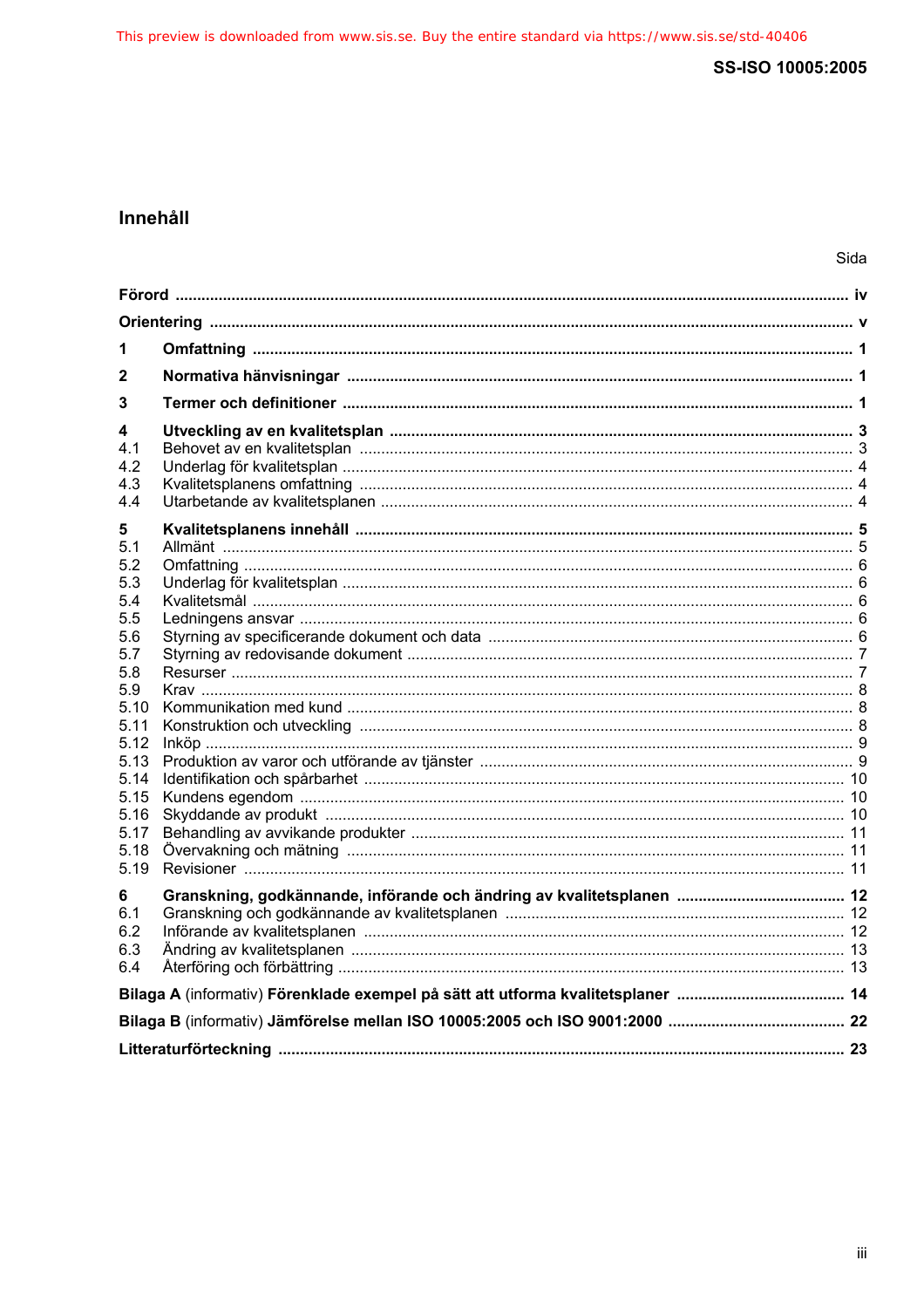## Innehåll

Sida

**Förord** ..... **iv**

**Orientering** ..... **v**

**1 Omfattning** ..... **1**

**2 Normativa hänvisningar** ..... **1**

**3 Termer och definitioner** ..... **1**

**4 Utveckling av en kvalitetsplan** ..... **3**

4.1 Behovet av en kvalitetsplan ..... 3

4.2 Underlag för kvalitetsplan ..... 4

4.3 Kvalitetsplanens omfattning ..... 4

4.4 Utarbetande av kvalitetsplanen ..... 4

**5 Kvalitetsplanens innehåll** ..... **5**

5.1 Allmänt ..... 5

5.2 Omfattning ..... 6

5.3 Underlag för kvalitetsplan ..... 6

5.4 Kvalitetsmål ..... 6

5.5 Ledningens ansvar ..... 6

5.6 Styrning av specificerande dokument och data ..... 6

5.7 Styrning av redovisande dokument ..... 7

5.8 Resurser ..... 7

5.9 Krav ..... 8

5.10 Kommunikation med kund ..... 8

5.11 Konstruktion och utveckling ..... 8

5.12 Inköp ..... 9

5.13 Produktion av varor och utförande av tjänster ..... 9

5.14 Identifikation och spårbarhet ..... 10

5.15 Kundens egendom ..... 10

5.16 Skyddande av produkt ..... 10

5.17 Behandling av avvikande produkter ..... 11

5.18 Övervakning och mätning ..... 11

5.19 Revisioner ..... 11

**6 Granskning, godkännande, införande och ändring av kvalitetsplanen** ..... **12**

6.1 Granskning och godkännande av kvalitetsplanen ..... 12

6.2 Införande av kvalitetsplanen ..... 12

6.3 Ändring av kvalitetsplanen ..... 13

6.4 Återföring och förbättring ..... 13

**Bilaga A** (informativ) **Förenklade exempel på sätt att utforma kvalitetsplaner** ..... **14**

**Bilaga B** (informativ) **Jämförelse mellan ISO 10005:2005 och ISO 9001:2000** ..... **22**

**Litteraturförteckning** ..... **23**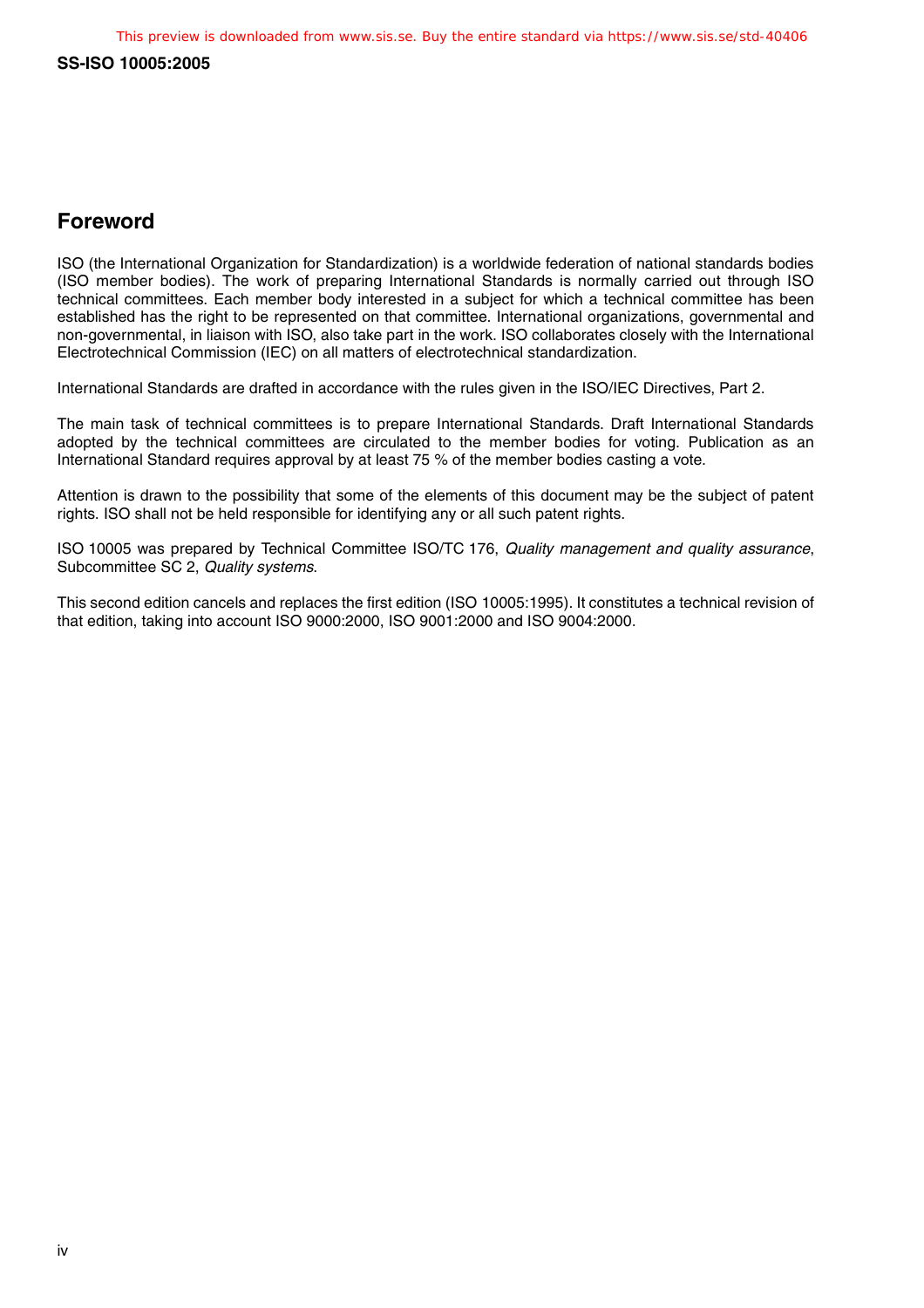## Foreword

ISO (the International Organization for Standardization) is a worldwide federation of national standards bodies (ISO member bodies). The work of preparing International Standards is normally carried out through ISO technical committees. Each member body interested in a subject for which a technical committee has been established has the right to be represented on that committee. International organizations, governmental and non-governmental, in liaison with ISO, also take part in the work. ISO collaborates closely with the International Electrotechnical Commission (IEC) on all matters of electrotechnical standardization.

International Standards are drafted in accordance with the rules given in the ISO/IEC Directives, Part 2.

The main task of technical committees is to prepare International Standards. Draft International Standards adopted by the technical committees are circulated to the member bodies for voting. Publication as an International Standard requires approval by at least 75 % of the member bodies casting a vote.

Attention is drawn to the possibility that some of the elements of this document may be the subject of patent rights. ISO shall not be held responsible for identifying any or all such patent rights.

ISO 10005 was prepared by Technical Committee ISO/TC 176, *Quality management and quality assurance*, Subcommittee SC 2, *Quality systems*.

This second edition cancels and replaces the first edition (ISO 10005:1995). It constitutes a technical revision of that edition, taking into account ISO 9000:2000, ISO 9001:2000 and ISO 9004:2000.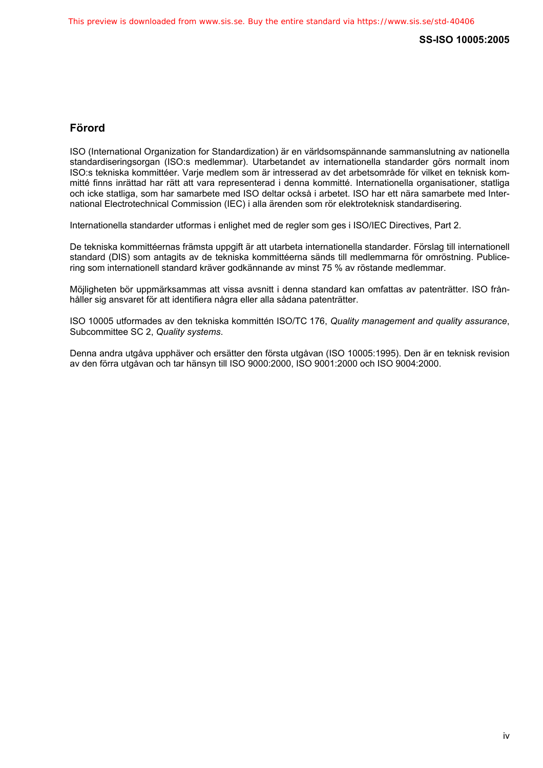## Förord

ISO (International Organization for Standardization) är en världsomspännande sammanslutning av nationella standardiseringsorgan (ISO:s medlemmar). Utarbetandet av internationella standarder görs normalt inom ISO:s tekniska kommittéer. Varje medlem som är intresserad av det arbetsområde för vilket en teknisk kommitté finns inrättad har rätt att vara representerad i denna kommitté. Internationella organisationer, statliga och icke statliga, som har samarbete med ISO deltar också i arbetet. ISO har ett nära samarbete med International Electrotechnical Commission (IEC) i alla ärenden som rör elektroteknisk standardisering.

Internationella standarder utformas i enlighet med de regler som ges i ISO/IEC Directives, Part 2.

De tekniska kommittéernas främsta uppgift är att utarbeta internationella standarder. Förslag till internationell standard (DIS) som antagits av de tekniska kommittéerna sänds till medlemmarna för omröstning. Publicering som internationell standard kräver godkännande av minst 75 % av röstande medlemmar.

Möjligheten bör uppmärksammas att vissa avsnitt i denna standard kan omfattas av patenträtter. ISO frånhåller sig ansvaret för att identifiera några eller alla sådana patenträtter.

ISO 10005 utformades av den tekniska kommittén ISO/TC 176, *Quality management and quality assurance*, Subcommittee SC 2, *Quality systems*.

Denna andra utgåva upphäver och ersätter den första utgåvan (ISO 10005:1995). Den är en teknisk revision av den förra utgåvan och tar hänsyn till ISO 9000:2000, ISO 9001:2000 och ISO 9004:2000.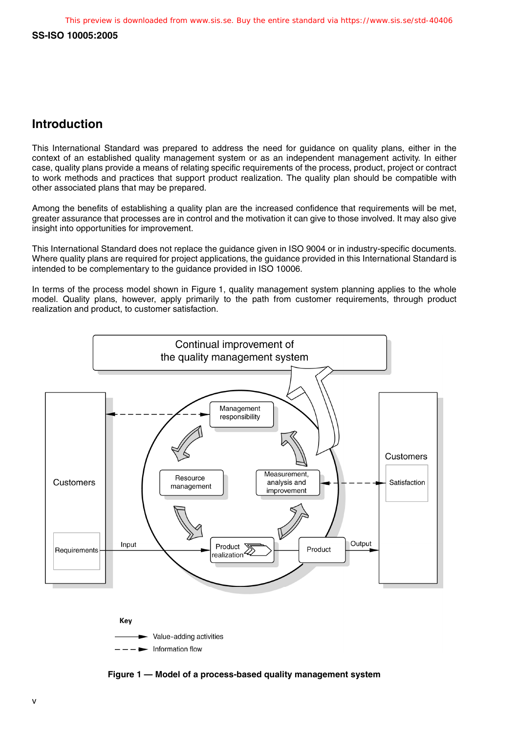## Introduction

This International Standard was prepared to address the need for guidance on quality plans, either in the context of an established quality management system or as an independent management activity. In either case, quality plans provide a means of relating specific requirements of the process, product, project or contract to work methods and practices that support product realization. The quality plan should be compatible with other associated plans that may be prepared.

Among the benefits of establishing a quality plan are the increased confidence that requirements will be met, greater assurance that processes are in control and the motivation it can give to those involved. It may also give insight into opportunities for improvement.

This International Standard does not replace the guidance given in ISO 9004 or in industry-specific documents. Where quality plans are required for project applications, the guidance provided in this International Standard is intended to be complementary to the guidance provided in ISO 10006.

In terms of the process model shown in Figure 1, quality management system planning applies to the whole model. Quality plans, however, apply primarily to the path from customer requirements, through product realization and product, to customer satisfaction.

Continual improvement of the quality management system

Customers

Requirements

Management responsibility

Resource management

Measurement, analysis and improvement

Product realization

Product

Input

Output

Customers

Satisfaction

**Key**

Value-adding activities

Information flow

**Figure 1 — Model of a process-based quality management system**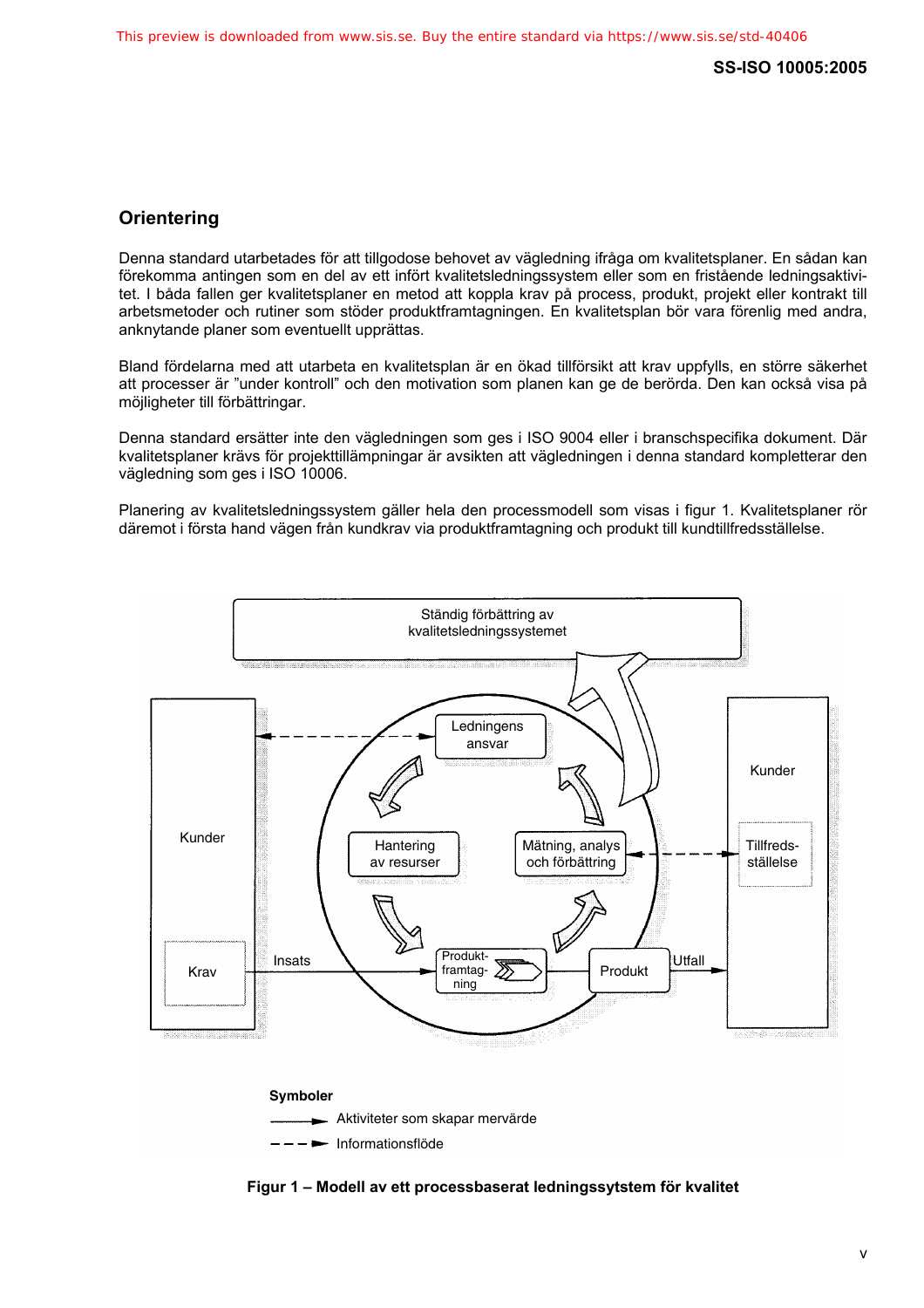## Orientering

Denna standard utarbetades för att tillgodose behovet av vägledning ifråga om kvalitetsplaner. En sådan kan förekomma antingen som en del av ett infört kvalitetsledningssystem eller som en fristående ledningsaktivitet. I båda fallen ger kvalitetsplaner en metod att koppla krav på process, produkt, projekt eller kontrakt till arbetsmetoder och rutiner som stöder produktframtagningen. En kvalitetsplan bör vara förenlig med andra, anknytande planer som eventuellt upprättas.

Bland fördelarna med att utarbeta en kvalitetsplan är en ökad tillförsikt att krav uppfylls, en större säkerhet att processer är "under kontroll" och den motivation som planen kan ge de berörda. Den kan också visa på möjligheter till förbättringar.

Denna standard ersätter inte den vägledningen som ges i ISO 9004 eller i branschspecifika dokument. Där kvalitetsplaner krävs för projekttillämpningar är avsikten att vägledningen i denna standard kompletterar den vägledning som ges i ISO 10006.

Planering av kvalitetsledningssystem gäller hela den processmodell som visas i figur 1. Kvalitetsplaner rör däremot i första hand vägen från kundkrav via produktframtagning och produkt till kundtillfredsställelse.

Ständig förbättring av kvalitetsledningssystemet

Kunder

Krav

Insats

Ledningens ansvar

Hantering av resurser

Mätning, analys och förbättring

Produkt-framtag-ning

Produkt

Utfall

Kunder

Tillfreds-ställelse

**Symboler**

Aktiviteter som skapar mervärde

Informationsflöde

**Figur 1 – Modell av ett processbaserat ledningssytstem för kvalitet**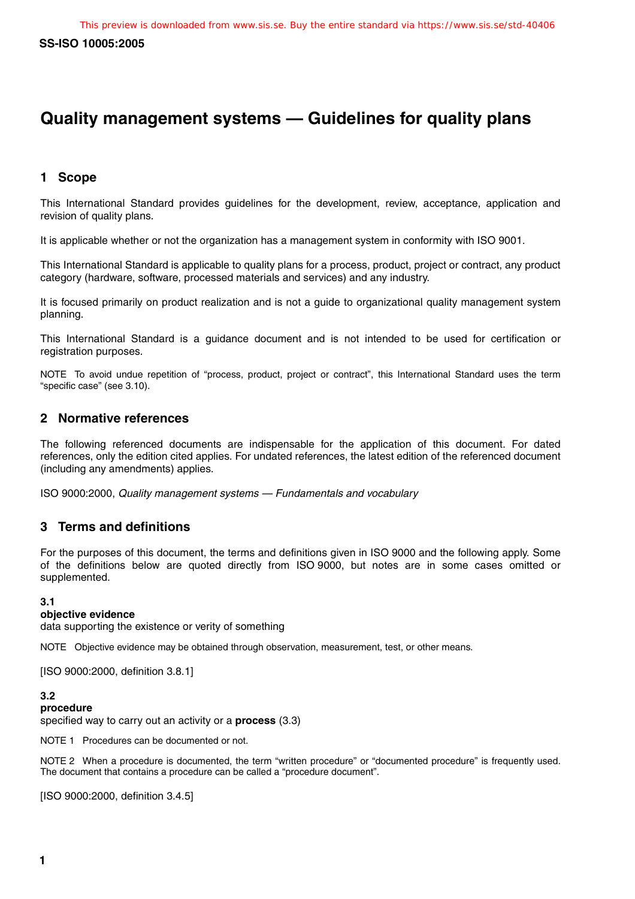# Quality management systems — Guidelines for quality plans

## 1 Scope

This International Standard provides guidelines for the development, review, acceptance, application and revision of quality plans.

It is applicable whether or not the organization has a management system in conformity with ISO 9001.

This International Standard is applicable to quality plans for a process, product, project or contract, any product category (hardware, software, processed materials and services) and any industry.

It is focused primarily on product realization and is not a guide to organizational quality management system planning.

This International Standard is a guidance document and is not intended to be used for certification or registration purposes.

NOTE To avoid undue repetition of "process, product, project or contract", this International Standard uses the term "specific case" (see 3.10).

## 2 Normative references

The following referenced documents are indispensable for the application of this document. For dated references, only the edition cited applies. For undated references, the latest edition of the referenced document (including any amendments) applies.

ISO 9000:2000, *Quality management systems — Fundamentals and vocabulary*

## 3 Terms and definitions

For the purposes of this document, the terms and definitions given in ISO 9000 and the following apply. Some of the definitions below are quoted directly from ISO 9000, but notes are in some cases omitted or supplemented.

**3.1**
**objective evidence**
data supporting the existence or verity of something

NOTE Objective evidence may be obtained through observation, measurement, test, or other means.

[ISO 9000:2000, definition 3.8.1]

**3.2**
**procedure**
specified way to carry out an activity or a **process** (3.3)

NOTE 1 Procedures can be documented or not.

NOTE 2 When a procedure is documented, the term "written procedure" or "documented procedure" is frequently used. The document that contains a procedure can be called a "procedure document".

[ISO 9000:2000, definition 3.4.5]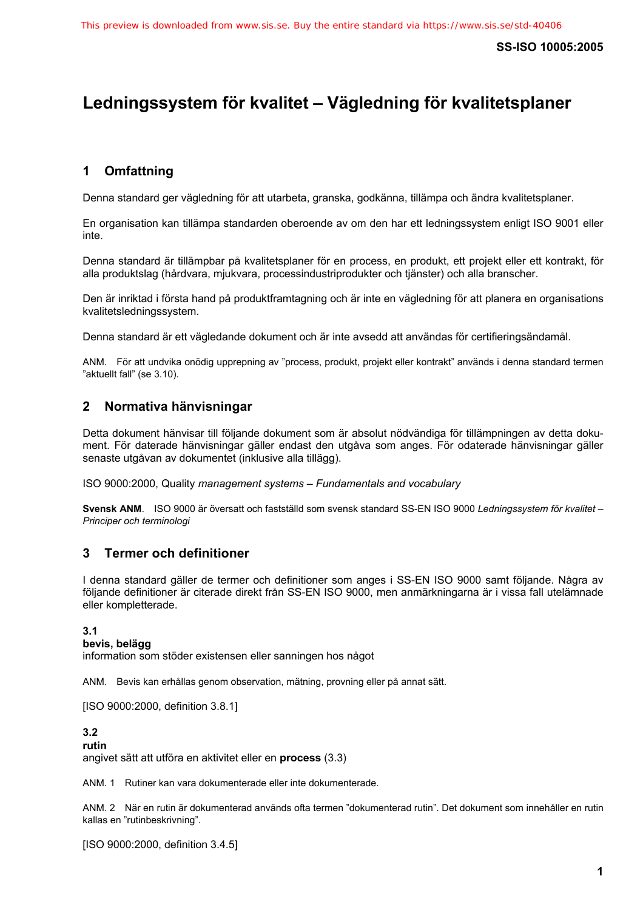# Ledningssystem för kvalitet – Vägledning för kvalitetsplaner

## 1 Omfattning

Denna standard ger vägledning för att utarbeta, granska, godkänna, tillämpa och ändra kvalitetsplaner.

En organisation kan tillämpa standarden oberoende av om den har ett ledningssystem enligt ISO 9001 eller inte.

Denna standard är tillämpbar på kvalitetsplaner för en process, en produkt, ett projekt eller ett kontrakt, för alla produktslag (hårdvara, mjukvara, processindustriprodukter och tjänster) och alla branscher.

Den är inriktad i första hand på produktframtagning och är inte en vägledning för att planera en organisations kvalitetsledningssystem.

Denna standard är ett vägledande dokument och är inte avsedd att användas för certifieringsändamål.

ANM. För att undvika onödig upprepning av ”process, produkt, projekt eller kontrakt” används i denna standard termen ”aktuellt fall” (se 3.10).

## 2 Normativa hänvisningar

Detta dokument hänvisar till följande dokument som är absolut nödvändiga för tillämpningen av detta dokument. För daterade hänvisningar gäller endast den utgåva som anges. För odaterade hänvisningar gäller senaste utgåvan av dokumentet (inklusive alla tillägg).

ISO 9000:2000, Quality *management systems – Fundamentals and vocabulary*

**Svensk ANM**. ISO 9000 är översatt och fastställd som svensk standard SS-EN ISO 9000 *Ledningssystem för kvalitet – Principer och terminologi*

## 3 Termer och definitioner

I denna standard gäller de termer och definitioner som anges i SS-EN ISO 9000 samt följande. Några av följande definitioner är citerade direkt från SS-EN ISO 9000, men anmärkningarna är i vissa fall utelämnade eller kompletterade.

**3.1**
**bevis, belägg**
information som stöder existensen eller sanningen hos något

ANM. Bevis kan erhållas genom observation, mätning, provning eller på annat sätt.

[ISO 9000:2000, definition 3.8.1]

**3.2**
**rutin**
angivet sätt att utföra en aktivitet eller en **process** (3.3)

ANM. 1 Rutiner kan vara dokumenterade eller inte dokumenterade.

ANM. 2 När en rutin är dokumenterad används ofta termen ”dokumenterad rutin”. Det dokument som innehåller en rutin kallas en ”rutinbeskrivning”.

[ISO 9000:2000, definition 3.4.5]